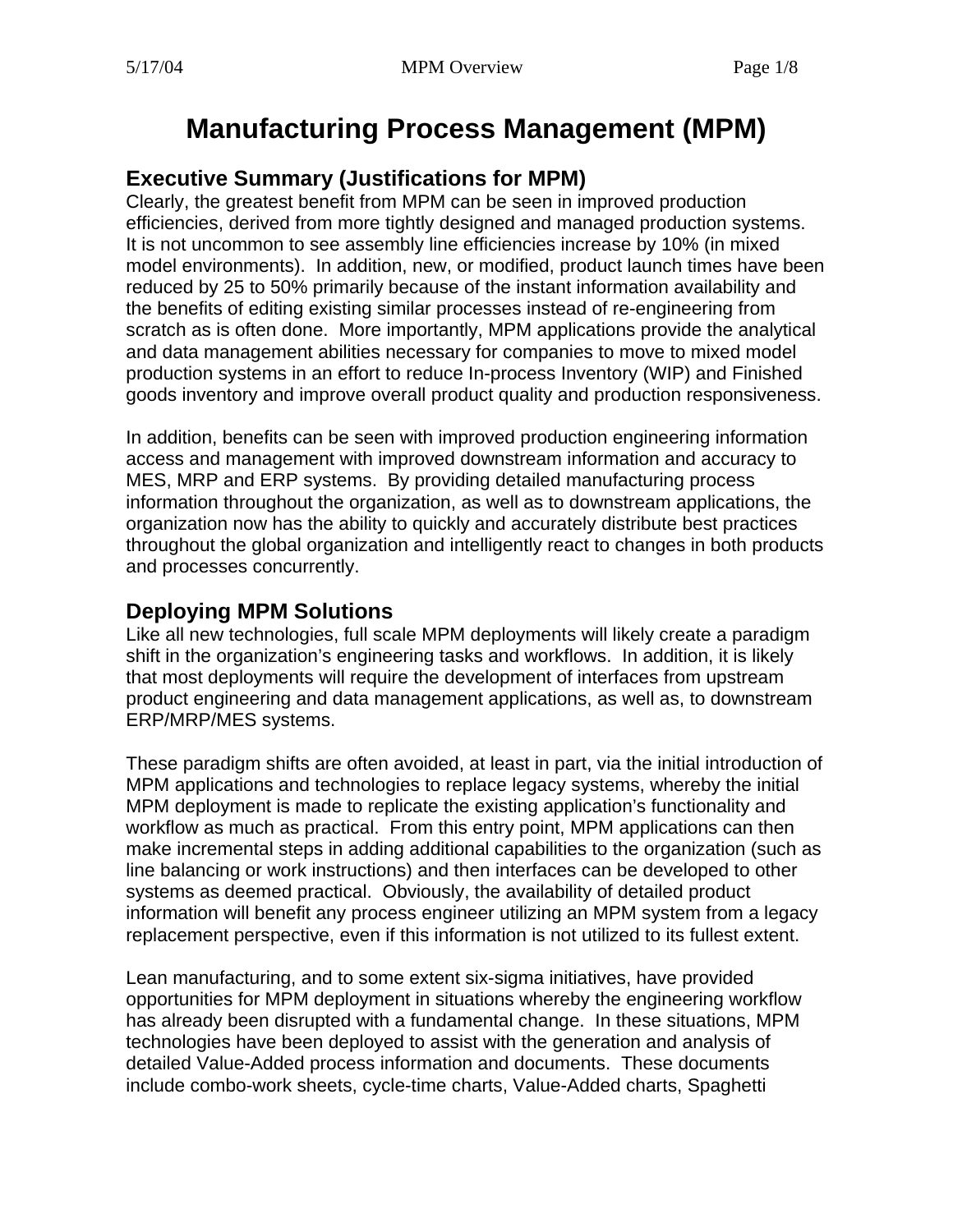# Manufacturing Process Management (MPM)

## Executive Summary (Justifications for MPM)

Clearly, the greatest benefit from MPM can be seen in improved production efficiencies, derived from more tightly designed and managed production systems. It is not uncommon to see assembly line efficiencies increase by 10% (in mixed model environments). In addition, new, or modified, product launch times have been reduced by 25 to 50% primarily because of the instant information availability and the benefits of editing existing similar processes instead of re-engineering from scratch as is often done. More importantly, MPM applications provide the analytical and data management abilities necessary for companies to move to mixed model production systems in an effort to reduce In-process Inventory (WIP) and Finished goods inventory and improve overall product quality and production responsiveness.

In addition, benefits can be seen with improved production engineering information access and management with improved downstream information and accuracy to MES, MRP and ERP systems. By providing detailed manufacturing process information throughout the organization, as well as to downstream applications, the organization now has the ability to quickly and accurately distribute best practices throughout the global organization and intelligently react to changes in both products and processes concurrently.

## Deploying MPM Solutions

Like all new technologies, full scale MPM deployments will likely create a paradigm shift in the organization's engineering tasks and workflows. In addition, it is likely that most deployments will require the development of interfaces from upstream product engineering and data management applications, as well as, to downstream ERP/MRP/MES systems.

These paradigm shifts are often avoided, at least in part, via the initial introduction of MPM applications and technologies to replace legacy systems, whereby the initial MPM deployment is made to replicate the existing application's functionality and workflow as much as practical. From this entry point, MPM applications can then make incremental steps in adding additional capabilities to the organization (such as line balancing or work instructions) and then interfaces can be developed to other systems as deemed practical. Obviously, the availability of detailed product information will benefit any process engineer utilizing an MPM system from a legacy replacement perspective, even if this information is not utilized to its fullest extent.

Lean manufacturing, and to some extent six-sigma initiatives, have provided opportunities for MPM deployment in situations whereby the engineering workflow has already been disrupted with a fundamental change. In these situations, MPM technologies have been deployed to assist with the generation and analysis of detailed Value-Added process information and documents. These documents include combo-work sheets, cycle-time charts, Value-Added charts, Spaghetti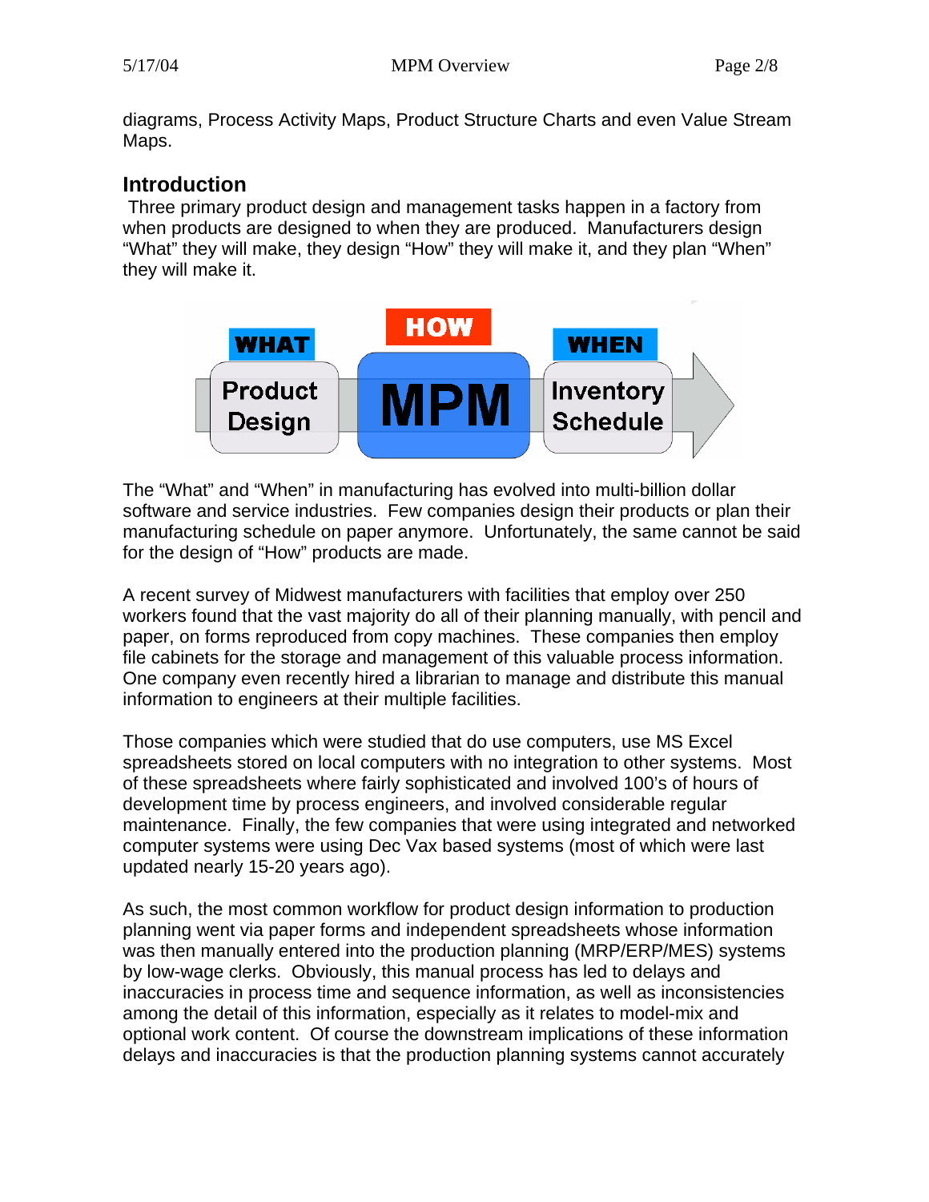diagrams, Process Activity Maps, Product Structure Charts and even Value Stream Maps.

## Introduction

Three primary product design and management tasks happen in a factory from when products are designed to when they are produced. Manufacturers design "What" they will make, they design "How" they will make it, and they plan "When" they will make it.

The "What" and "When" in manufacturing has evolved into multi-billion dollar software and service industries. Few companies design their products or plan their manufacturing schedule on paper anymore. Unfortunately, the same cannot be said for the design of "How" products are made.

A recent survey of Midwest manufacturers with facilities that employ over 250 workers found that the vast majority do all of their planning manually, with pencil and paper, on forms reproduced from copy machines. These companies then employ file cabinets for the storage and management of this valuable process information. One company even recently hired a librarian to manage and distribute this manual information to engineers at their multiple facilities.

Those companies which were studied that do use computers, use MS Excel spreadsheets stored on local computers with no integration to other systems. Most of these spreadsheets where fairly sophisticated and involved 100's of hours of development time by process engineers, and involved considerable regular maintenance. Finally, the few companies that were using integrated and networked computer systems were using Dec Vax based systems (most of which were last updated nearly 15-20 years ago).

As such, the most common workflow for product design information to production planning went via paper forms and independent spreadsheets whose information was then manually entered into the production planning (MRP/ERP/MES) systems by low-wage clerks. Obviously, this manual process has led to delays and inaccuracies in process time and sequence information, as well as inconsistencies among the detail of this information, especially as it relates to model-mix and optional work content. Of course the downstream implications of these information delays and inaccuracies is that the production planning systems cannot accurately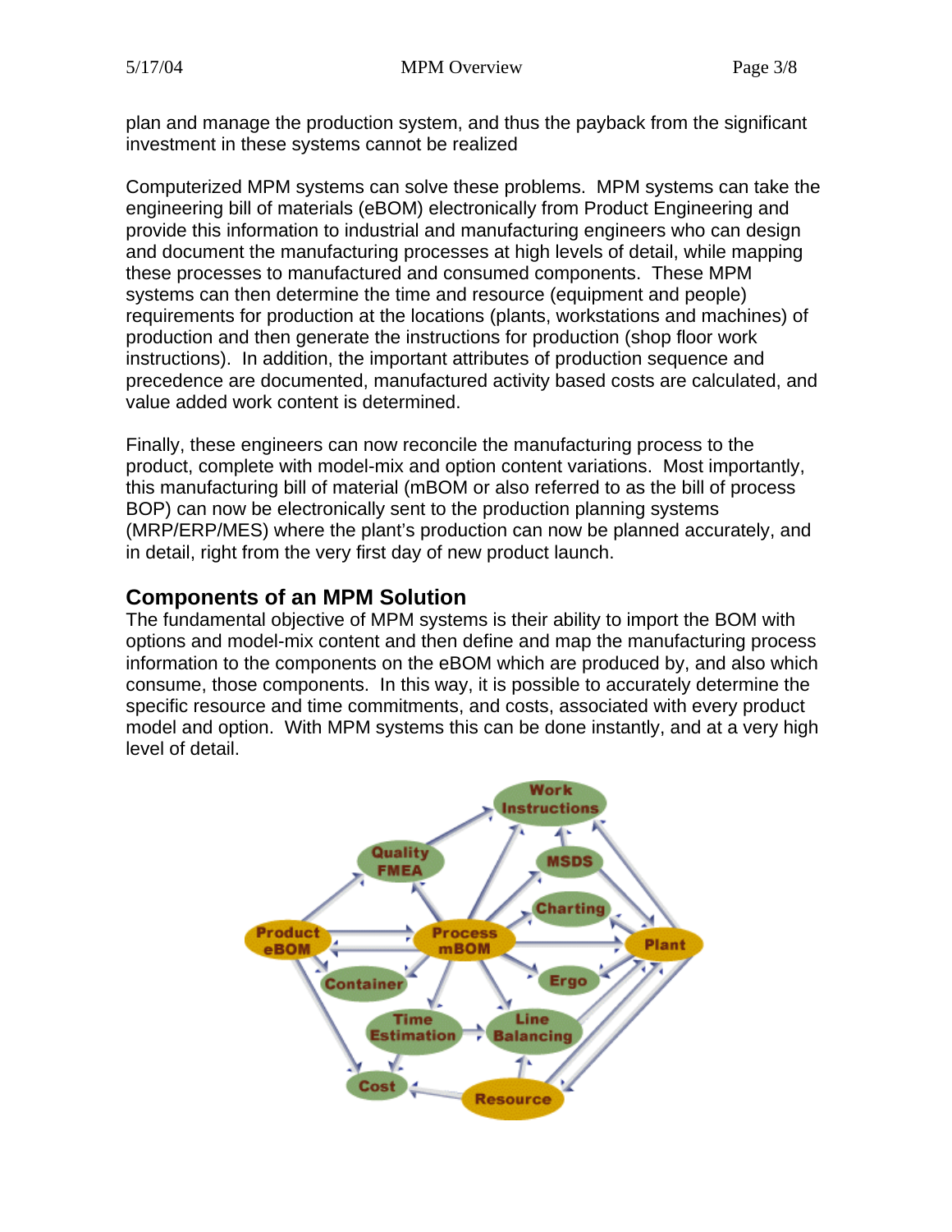plan and manage the production system, and thus the payback from the significant investment in these systems cannot be realized

Computerized MPM systems can solve these problems. MPM systems can take the engineering bill of materials (eBOM) electronically from Product Engineering and provide this information to industrial and manufacturing engineers who can design and document the manufacturing processes at high levels of detail, while mapping these processes to manufactured and consumed components. These MPM systems can then determine the time and resource (equipment and people) requirements for production at the locations (plants, workstations and machines) of production and then generate the instructions for production (shop floor work instructions). In addition, the important attributes of production sequence and precedence are documented, manufactured activity based costs are calculated, and value added work content is determined.

Finally, these engineers can now reconcile the manufacturing process to the product, complete with model-mix and option content variations. Most importantly, this manufacturing bill of material (mBOM or also referred to as the bill of process BOP) can now be electronically sent to the production planning systems (MRP/ERP/MES) where the plant's production can now be planned accurately, and in detail, right from the very first day of new product launch.

## Components of an MPM Solution

The fundamental objective of MPM systems is their ability to import the BOM with options and model-mix content and then define and map the manufacturing process information to the components on the eBOM which are produced by, and also which consume, those components. In this way, it is possible to accurately determine the specific resource and time commitments, and costs, associated with every product model and option. With MPM systems this can be done instantly, and at a very high level of detail.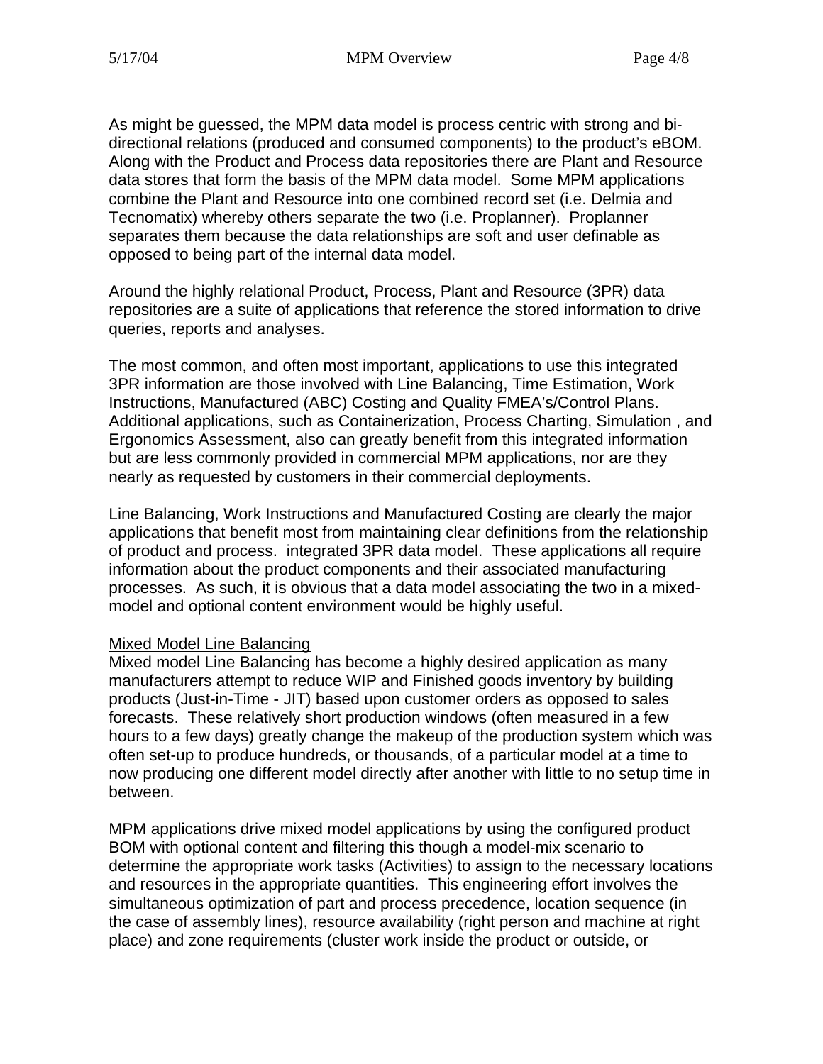As might be guessed, the MPM data model is process centric with strong and bi-directional relations (produced and consumed components) to the product's eBOM. Along with the Product and Process data repositories there are Plant and Resource data stores that form the basis of the MPM data model. Some MPM applications combine the Plant and Resource into one combined record set (i.e. Delmia and Tecnomatix) whereby others separate the two (i.e. Proplanner). Proplanner separates them because the data relationships are soft and user definable as opposed to being part of the internal data model.

Around the highly relational Product, Process, Plant and Resource (3PR) data repositories are a suite of applications that reference the stored information to drive queries, reports and analyses.

The most common, and often most important, applications to use this integrated 3PR information are those involved with Line Balancing, Time Estimation, Work Instructions, Manufactured (ABC) Costing and Quality FMEA's/Control Plans. Additional applications, such as Containerization, Process Charting, Simulation , and Ergonomics Assessment, also can greatly benefit from this integrated information but are less commonly provided in commercial MPM applications, nor are they nearly as requested by customers in their commercial deployments.

Line Balancing, Work Instructions and Manufactured Costing are clearly the major applications that benefit most from maintaining clear definitions from the relationship of product and process. integrated 3PR data model. These applications all require information about the product components and their associated manufacturing processes. As such, it is obvious that a data model associating the two in a mixed-model and optional content environment would be highly useful.

Mixed Model Line Balancing

Mixed model Line Balancing has become a highly desired application as many manufacturers attempt to reduce WIP and Finished goods inventory by building products (Just-in-Time - JIT) based upon customer orders as opposed to sales forecasts. These relatively short production windows (often measured in a few hours to a few days) greatly change the makeup of the production system which was often set-up to produce hundreds, or thousands, of a particular model at a time to now producing one different model directly after another with little to no setup time in between.

MPM applications drive mixed model applications by using the configured product BOM with optional content and filtering this though a model-mix scenario to determine the appropriate work tasks (Activities) to assign to the necessary locations and resources in the appropriate quantities. This engineering effort involves the simultaneous optimization of part and process precedence, location sequence (in the case of assembly lines), resource availability (right person and machine at right place) and zone requirements (cluster work inside the product or outside, or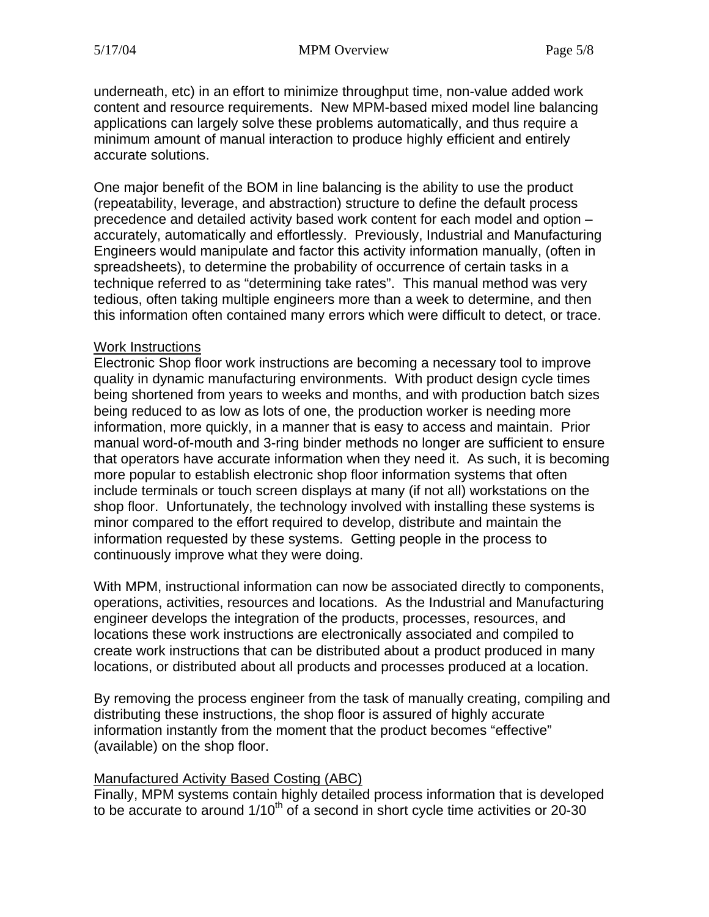underneath, etc) in an effort to minimize throughput time, non-value added work content and resource requirements. New MPM-based mixed model line balancing applications can largely solve these problems automatically, and thus require a minimum amount of manual interaction to produce highly efficient and entirely accurate solutions.

One major benefit of the BOM in line balancing is the ability to use the product (repeatability, leverage, and abstraction) structure to define the default process precedence and detailed activity based work content for each model and option – accurately, automatically and effortlessly. Previously, Industrial and Manufacturing Engineers would manipulate and factor this activity information manually, (often in spreadsheets), to determine the probability of occurrence of certain tasks in a technique referred to as "determining take rates". This manual method was very tedious, often taking multiple engineers more than a week to determine, and then this information often contained many errors which were difficult to detect, or trace.

### Work Instructions

Electronic Shop floor work instructions are becoming a necessary tool to improve quality in dynamic manufacturing environments. With product design cycle times being shortened from years to weeks and months, and with production batch sizes being reduced to as low as lots of one, the production worker is needing more information, more quickly, in a manner that is easy to access and maintain. Prior manual word-of-mouth and 3-ring binder methods no longer are sufficient to ensure that operators have accurate information when they need it. As such, it is becoming more popular to establish electronic shop floor information systems that often include terminals or touch screen displays at many (if not all) workstations on the shop floor. Unfortunately, the technology involved with installing these systems is minor compared to the effort required to develop, distribute and maintain the information requested by these systems. Getting people in the process to continuously improve what they were doing.

With MPM, instructional information can now be associated directly to components, operations, activities, resources and locations. As the Industrial and Manufacturing engineer develops the integration of the products, processes, resources, and locations these work instructions are electronically associated and compiled to create work instructions that can be distributed about a product produced in many locations, or distributed about all products and processes produced at a location.

By removing the process engineer from the task of manually creating, compiling and distributing these instructions, the shop floor is assured of highly accurate information instantly from the moment that the product becomes "effective" (available) on the shop floor.

### Manufactured Activity Based Costing (ABC)

Finally, MPM systems contain highly detailed process information that is developed to be accurate to around $1/10^{th}$ of a second in short cycle time activities or 20-30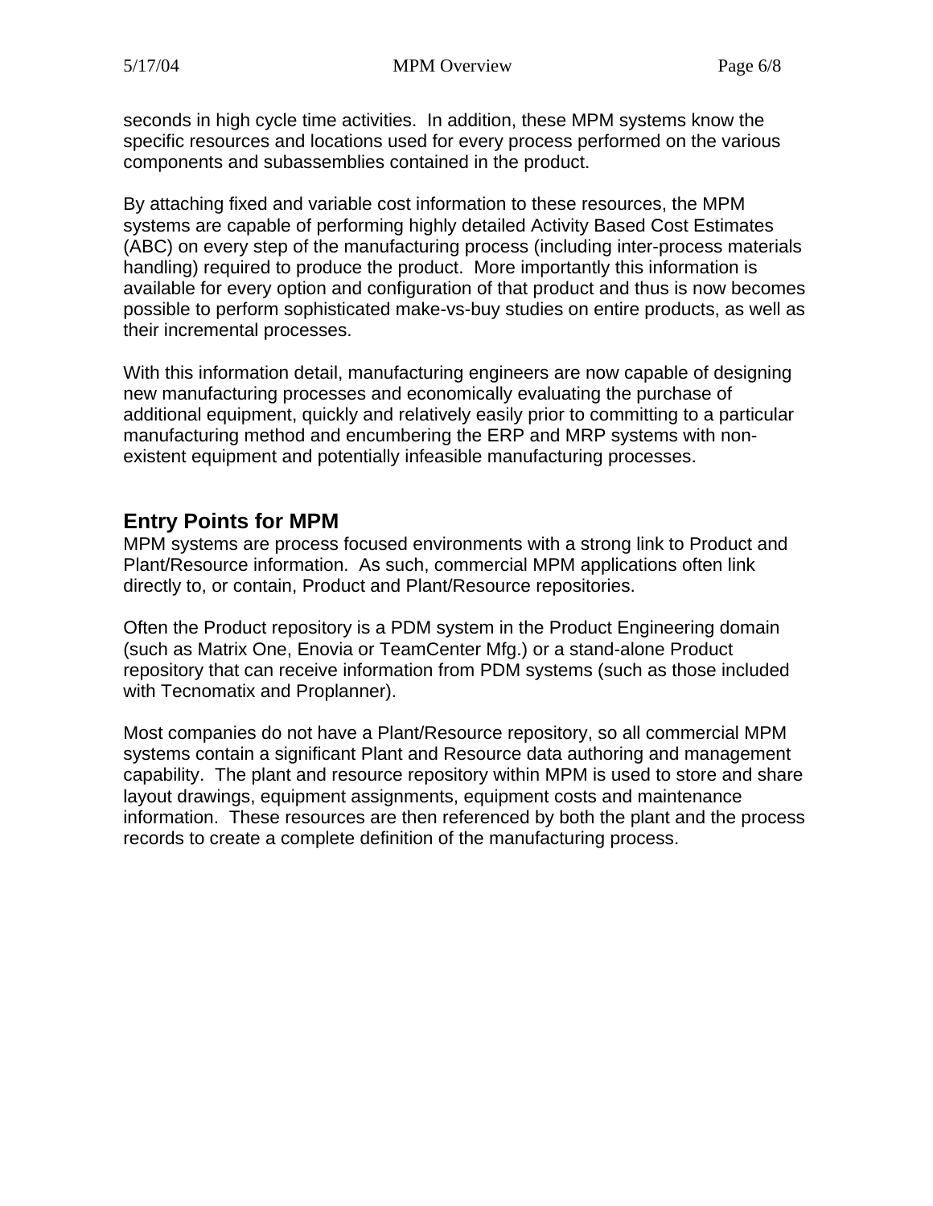seconds in high cycle time activities. In addition, these MPM systems know the specific resources and locations used for every process performed on the various components and subassemblies contained in the product.

By attaching fixed and variable cost information to these resources, the MPM systems are capable of performing highly detailed Activity Based Cost Estimates (ABC) on every step of the manufacturing process (including inter-process materials handling) required to produce the product. More importantly this information is available for every option and configuration of that product and thus is now becomes possible to perform sophisticated make-vs-buy studies on entire products, as well as their incremental processes.

With this information detail, manufacturing engineers are now capable of designing new manufacturing processes and economically evaluating the purchase of additional equipment, quickly and relatively easily prior to committing to a particular manufacturing method and encumbering the ERP and MRP systems with non-existent equipment and potentially infeasible manufacturing processes.

## Entry Points for MPM

MPM systems are process focused environments with a strong link to Product and Plant/Resource information. As such, commercial MPM applications often link directly to, or contain, Product and Plant/Resource repositories.

Often the Product repository is a PDM system in the Product Engineering domain (such as Matrix One, Enovia or TeamCenter Mfg.) or a stand-alone Product repository that can receive information from PDM systems (such as those included with Tecnomatix and Proplanner).

Most companies do not have a Plant/Resource repository, so all commercial MPM systems contain a significant Plant and Resource data authoring and management capability. The plant and resource repository within MPM is used to store and share layout drawings, equipment assignments, equipment costs and maintenance information. These resources are then referenced by both the plant and the process records to create a complete definition of the manufacturing process.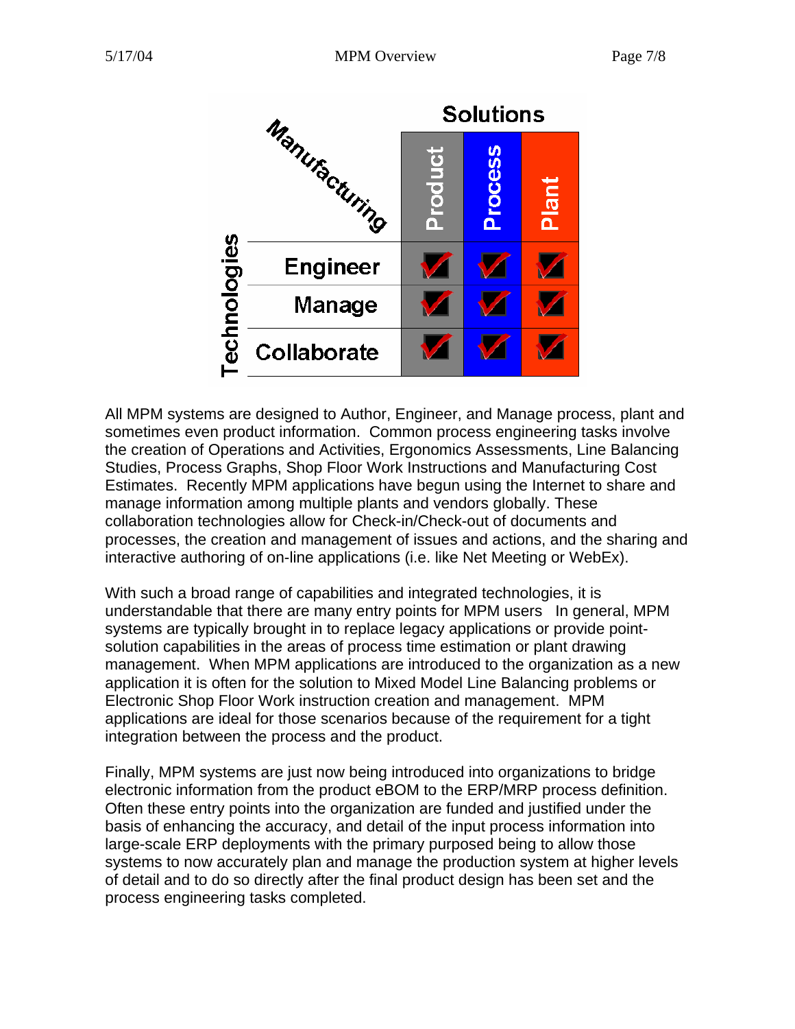| Technologies / Manufacturing Solutions | Product | Process | Plant |
|---|---|---|---|
| Engineer | ✔ | ✔ | ✔ |
| Manage | ✔ | ✔ | ✔ |
| Collaborate | ✔ | ✔ | ✔ |

All MPM systems are designed to Author, Engineer, and Manage process, plant and sometimes even product information. Common process engineering tasks involve the creation of Operations and Activities, Ergonomics Assessments, Line Balancing Studies, Process Graphs, Shop Floor Work Instructions and Manufacturing Cost Estimates. Recently MPM applications have begun using the Internet to share and manage information among multiple plants and vendors globally. These collaboration technologies allow for Check-in/Check-out of documents and processes, the creation and management of issues and actions, and the sharing and interactive authoring of on-line applications (i.e. like Net Meeting or WebEx).

With such a broad range of capabilities and integrated technologies, it is understandable that there are many entry points for MPM users In general, MPM systems are typically brought in to replace legacy applications or provide point-solution capabilities in the areas of process time estimation or plant drawing management. When MPM applications are introduced to the organization as a new application it is often for the solution to Mixed Model Line Balancing problems or Electronic Shop Floor Work instruction creation and management. MPM applications are ideal for those scenarios because of the requirement for a tight integration between the process and the product.

Finally, MPM systems are just now being introduced into organizations to bridge electronic information from the product eBOM to the ERP/MRP process definition. Often these entry points into the organization are funded and justified under the basis of enhancing the accuracy, and detail of the input process information into large-scale ERP deployments with the primary purposed being to allow those systems to now accurately plan and manage the production system at higher levels of detail and to do so directly after the final product design has been set and the process engineering tasks completed.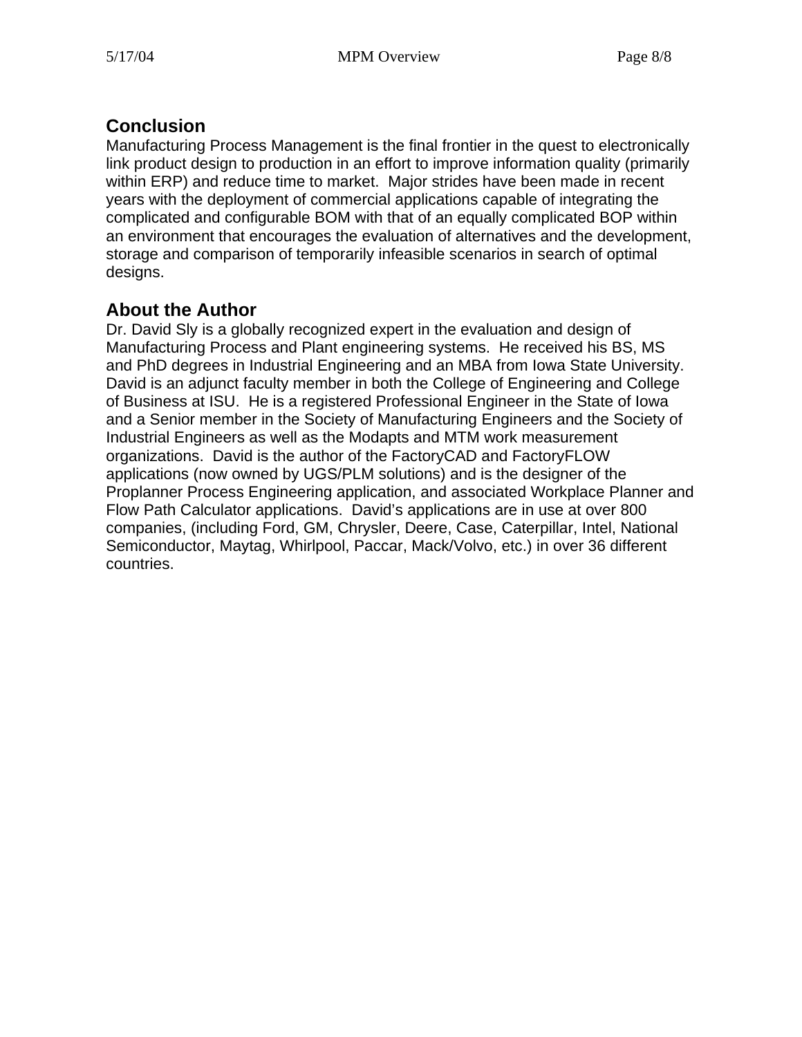## Conclusion

Manufacturing Process Management is the final frontier in the quest to electronically link product design to production in an effort to improve information quality (primarily within ERP) and reduce time to market. Major strides have been made in recent years with the deployment of commercial applications capable of integrating the complicated and configurable BOM with that of an equally complicated BOP within an environment that encourages the evaluation of alternatives and the development, storage and comparison of temporarily infeasible scenarios in search of optimal designs.

## About the Author

Dr. David Sly is a globally recognized expert in the evaluation and design of Manufacturing Process and Plant engineering systems. He received his BS, MS and PhD degrees in Industrial Engineering and an MBA from Iowa State University. David is an adjunct faculty member in both the College of Engineering and College of Business at ISU. He is a registered Professional Engineer in the State of Iowa and a Senior member in the Society of Manufacturing Engineers and the Society of Industrial Engineers as well as the Modapts and MTM work measurement organizations. David is the author of the FactoryCAD and FactoryFLOW applications (now owned by UGS/PLM solutions) and is the designer of the Proplanner Process Engineering application, and associated Workplace Planner and Flow Path Calculator applications. David's applications are in use at over 800 companies, (including Ford, GM, Chrysler, Deere, Case, Caterpillar, Intel, National Semiconductor, Maytag, Whirlpool, Paccar, Mack/Volvo, etc.) in over 36 different countries.